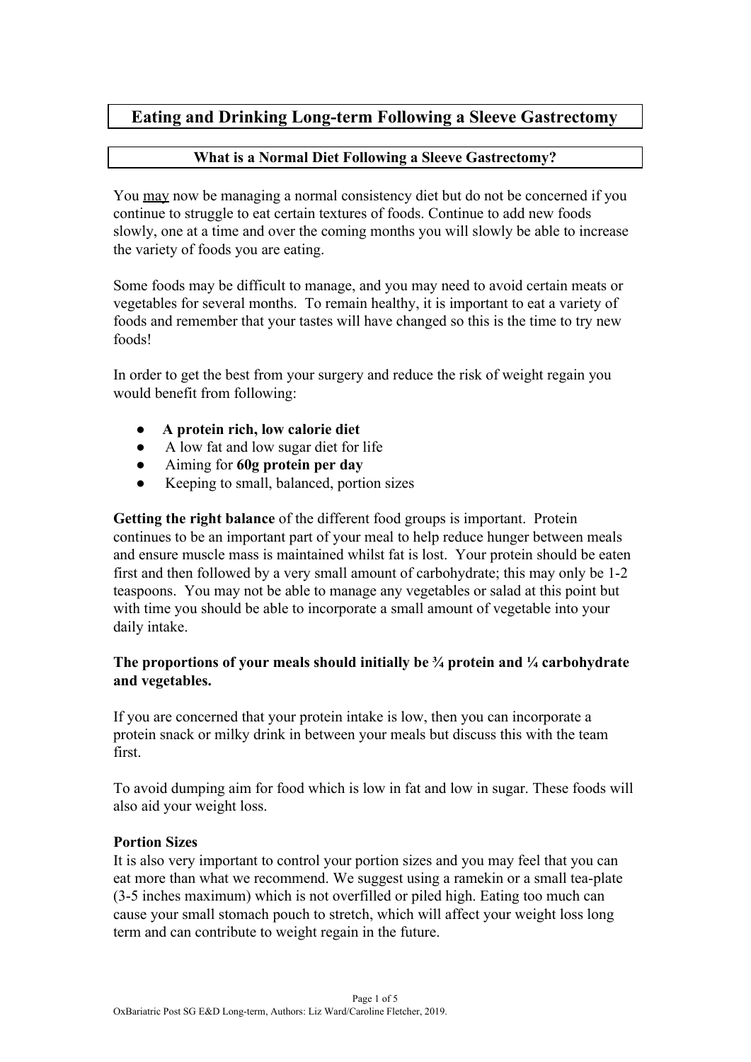# Eating and Drinking Long-term Following a Sleeve Gastrectomy

## What is a Normal Diet Following a Sleeve Gastrectomy?

You <u>may</u> now be managing a normal consistency diet but do not be concerned if you continue to struggle to eat certain textures of foods. Continue to add new foods slowly, one at a time and over the coming months you will slowly be able to increase the variety of foods you are eating.

Some foods may be difficult to manage, and you may need to avoid certain meats or vegetables for several months. To remain healthy, it is important to eat a variety of foods and remember that your tastes will have changed so this is the time to try new foods!

In order to get the best from your surgery and reduce the risk of weight regain you would benefit from following:

- **A protein rich, low calorie diet**
- A low fat and low sugar diet for life
- Aiming for **60g protein per day**
- Keeping to small, balanced, portion sizes

**Getting the right balance** of the different food groups is important. Protein continues to be an important part of your meal to help reduce hunger between meals and ensure muscle mass is maintained whilst fat is lost. Your protein should be eaten first and then followed by a very small amount of carbohydrate; this may only be 1-2 teaspoons. You may not be able to manage any vegetables or salad at this point but with time you should be able to incorporate a small amount of vegetable into your daily intake.

**The proportions of your meals should initially be ¾ protein and ¼ carbohydrate and vegetables.**

If you are concerned that your protein intake is low, then you can incorporate a protein snack or milky drink in between your meals but discuss this with the team first.

To avoid dumping aim for food which is low in fat and low in sugar. These foods will also aid your weight loss.

**Portion Sizes**

It is also very important to control your portion sizes and you may feel that you can eat more than what we recommend. We suggest using a ramekin or a small tea-plate (3-5 inches maximum) which is not overfilled or piled high. Eating too much can cause your small stomach pouch to stretch, which will affect your weight loss long term and can contribute to weight regain in the future.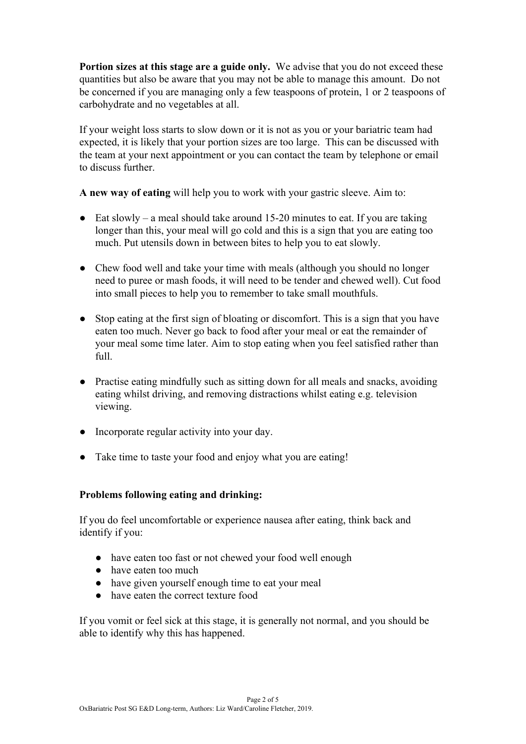**Portion sizes at this stage are a guide only.** We advise that you do not exceed these quantities but also be aware that you may not be able to manage this amount. Do not be concerned if you are managing only a few teaspoons of protein, 1 or 2 teaspoons of carbohydrate and no vegetables at all.

If your weight loss starts to slow down or it is not as you or your bariatric team had expected, it is likely that your portion sizes are too large. This can be discussed with the team at your next appointment or you can contact the team by telephone or email to discuss further.

**A new way of eating** will help you to work with your gastric sleeve. Aim to:

- Eat slowly – a meal should take around 15-20 minutes to eat. If you are taking longer than this, your meal will go cold and this is a sign that you are eating too much. Put utensils down in between bites to help you to eat slowly.
- Chew food well and take your time with meals (although you should no longer need to puree or mash foods, it will need to be tender and chewed well). Cut food into small pieces to help you to remember to take small mouthfuls.
- Stop eating at the first sign of bloating or discomfort. This is a sign that you have eaten too much. Never go back to food after your meal or eat the remainder of your meal some time later. Aim to stop eating when you feel satisfied rather than full.
- Practise eating mindfully such as sitting down for all meals and snacks, avoiding eating whilst driving, and removing distractions whilst eating e.g. television viewing.
- Incorporate regular activity into your day.
- Take time to taste your food and enjoy what you are eating!

**Problems following eating and drinking:**

If you do feel uncomfortable or experience nausea after eating, think back and identify if you:

- have eaten too fast or not chewed your food well enough
- have eaten too much
- have given yourself enough time to eat your meal
- have eaten the correct texture food

If you vomit or feel sick at this stage, it is generally not normal, and you should be able to identify why this has happened.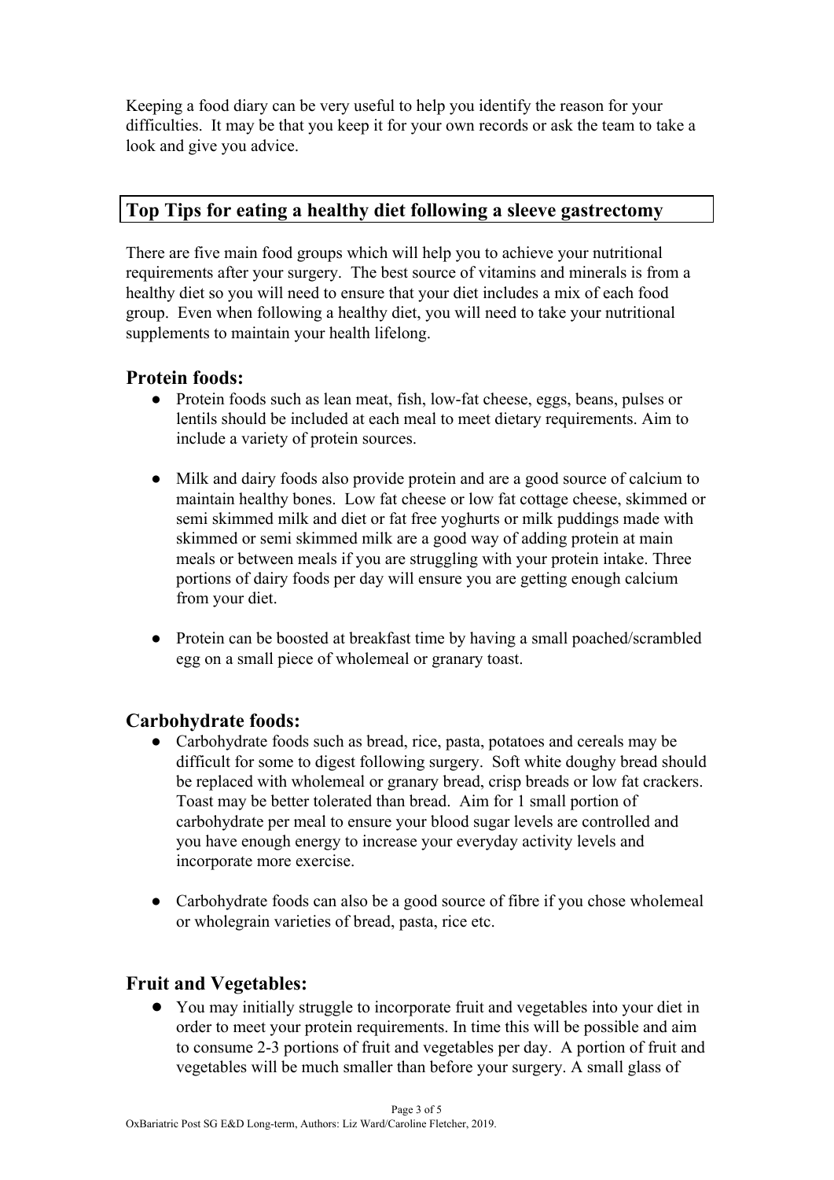Keeping a food diary can be very useful to help you identify the reason for your difficulties. It may be that you keep it for your own records or ask the team to take a look and give you advice.

## Top Tips for eating a healthy diet following a sleeve gastrectomy

There are five main food groups which will help you to achieve your nutritional requirements after your surgery. The best source of vitamins and minerals is from a healthy diet so you will need to ensure that your diet includes a mix of each food group. Even when following a healthy diet, you will need to take your nutritional supplements to maintain your health lifelong.

### Protein foods:

- Protein foods such as lean meat, fish, low-fat cheese, eggs, beans, pulses or lentils should be included at each meal to meet dietary requirements. Aim to include a variety of protein sources.

- Milk and dairy foods also provide protein and are a good source of calcium to maintain healthy bones. Low fat cheese or low fat cottage cheese, skimmed or semi skimmed milk and diet or fat free yoghurts or milk puddings made with skimmed or semi skimmed milk are a good way of adding protein at main meals or between meals if you are struggling with your protein intake. Three portions of dairy foods per day will ensure you are getting enough calcium from your diet.

- Protein can be boosted at breakfast time by having a small poached/scrambled egg on a small piece of wholemeal or granary toast.

### Carbohydrate foods:

- Carbohydrate foods such as bread, rice, pasta, potatoes and cereals may be difficult for some to digest following surgery. Soft white doughy bread should be replaced with wholemeal or granary bread, crisp breads or low fat crackers. Toast may be better tolerated than bread. Aim for 1 small portion of carbohydrate per meal to ensure your blood sugar levels are controlled and you have enough energy to increase your everyday activity levels and incorporate more exercise.

- Carbohydrate foods can also be a good source of fibre if you chose wholemeal or wholegrain varieties of bread, pasta, rice etc.

### Fruit and Vegetables:

- You may initially struggle to incorporate fruit and vegetables into your diet in order to meet your protein requirements. In time this will be possible and aim to consume 2-3 portions of fruit and vegetables per day. A portion of fruit and vegetables will be much smaller than before your surgery. A small glass of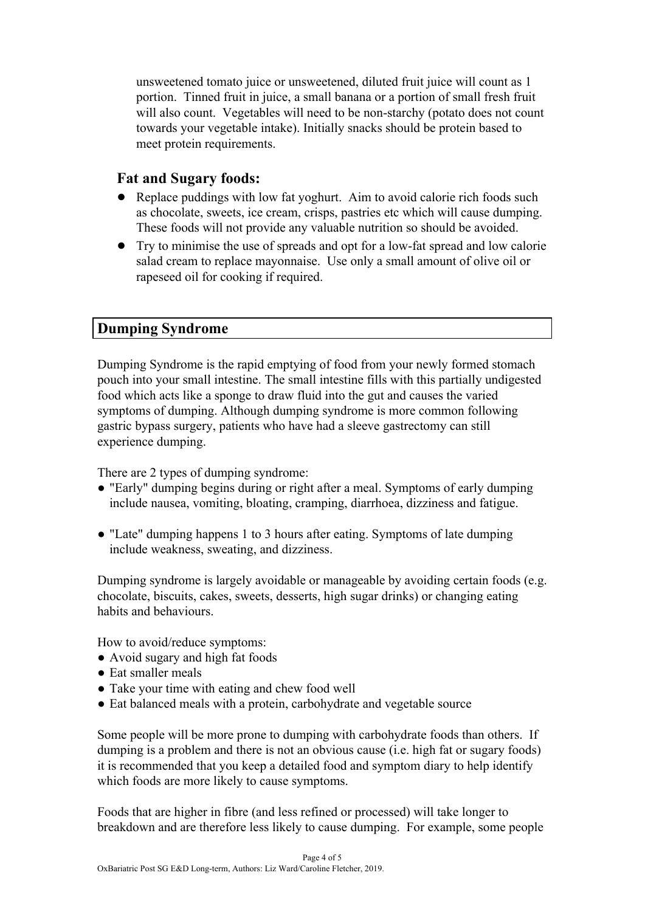unsweetened tomato juice or unsweetened, diluted fruit juice will count as 1 portion. Tinned fruit in juice, a small banana or a portion of small fresh fruit will also count. Vegetables will need to be non-starchy (potato does not count towards your vegetable intake). Initially snacks should be protein based to meet protein requirements.

### Fat and Sugary foods:

- Replace puddings with low fat yoghurt. Aim to avoid calorie rich foods such as chocolate, sweets, ice cream, crisps, pastries etc which will cause dumping. These foods will not provide any valuable nutrition so should be avoided.
- Try to minimise the use of spreads and opt for a low-fat spread and low calorie salad cream to replace mayonnaise. Use only a small amount of olive oil or rapeseed oil for cooking if required.

## Dumping Syndrome

Dumping Syndrome is the rapid emptying of food from your newly formed stomach pouch into your small intestine. The small intestine fills with this partially undigested food which acts like a sponge to draw fluid into the gut and causes the varied symptoms of dumping. Although dumping syndrome is more common following gastric bypass surgery, patients who have had a sleeve gastrectomy can still experience dumping.

There are 2 types of dumping syndrome:

- "Early" dumping begins during or right after a meal. Symptoms of early dumping include nausea, vomiting, bloating, cramping, diarrhoea, dizziness and fatigue.
- "Late" dumping happens 1 to 3 hours after eating. Symptoms of late dumping include weakness, sweating, and dizziness.

Dumping syndrome is largely avoidable or manageable by avoiding certain foods (e.g. chocolate, biscuits, cakes, sweets, desserts, high sugar drinks) or changing eating habits and behaviours.

How to avoid/reduce symptoms:

- Avoid sugary and high fat foods
- Eat smaller meals
- Take your time with eating and chew food well
- Eat balanced meals with a protein, carbohydrate and vegetable source

Some people will be more prone to dumping with carbohydrate foods than others. If dumping is a problem and there is not an obvious cause (i.e. high fat or sugary foods) it is recommended that you keep a detailed food and symptom diary to help identify which foods are more likely to cause symptoms.

Foods that are higher in fibre (and less refined or processed) will take longer to breakdown and are therefore less likely to cause dumping. For example, some people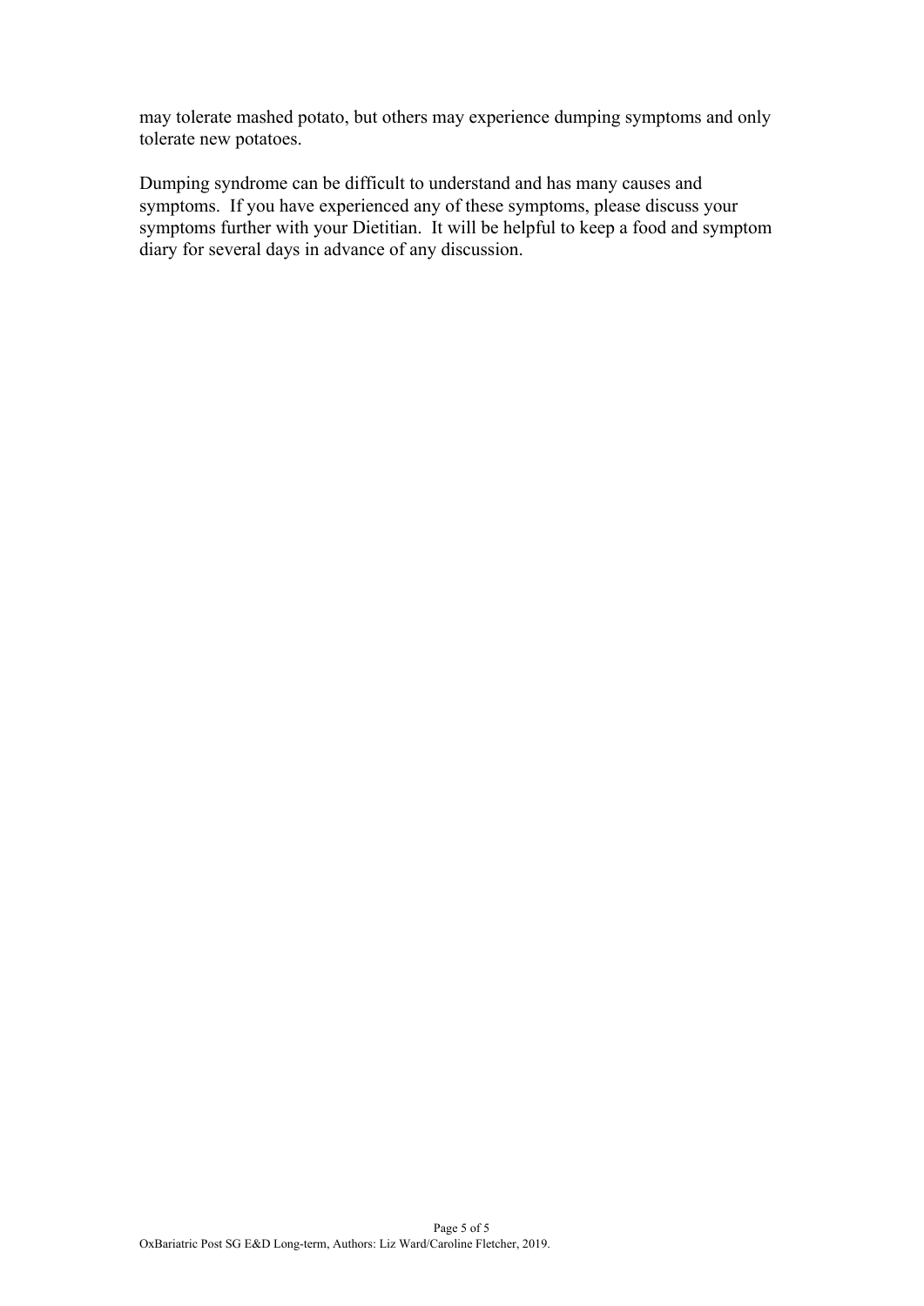may tolerate mashed potato, but others may experience dumping symptoms and only tolerate new potatoes.

Dumping syndrome can be difficult to understand and has many causes and symptoms. If you have experienced any of these symptoms, please discuss your symptoms further with your Dietitian. It will be helpful to keep a food and symptom diary for several days in advance of any discussion.